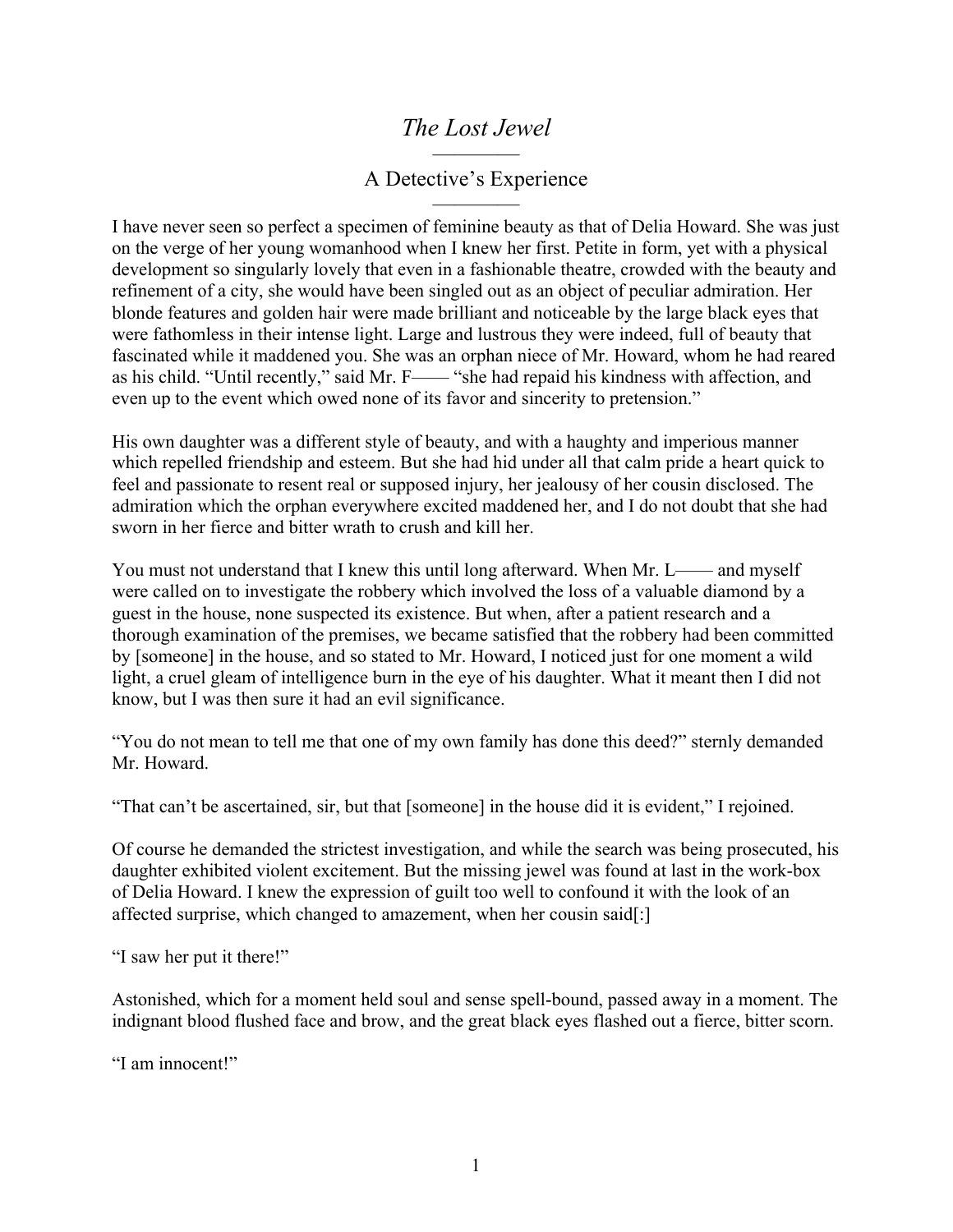# *The Lost Jewel*

## A Detective's Experience

I have never seen so perfect a specimen of feminine beauty as that of Delia Howard. She was just on the verge of her young womanhood when I knew her first. Petite in form, yet with a physical development so singularly lovely that even in a fashionable theatre, crowded with the beauty and refinement of a city, she would have been singled out as an object of peculiar admiration. Her blonde features and golden hair were made brilliant and noticeable by the large black eyes that were fathomless in their intense light. Large and lustrous they were indeed, full of beauty that fascinated while it maddened you. She was an orphan niece of Mr. Howard, whom he had reared as his child. "Until recently," said Mr. F—— "she had repaid his kindness with affection, and even up to the event which owed none of its favor and sincerity to pretension."

His own daughter was a different style of beauty, and with a haughty and imperious manner which repelled friendship and esteem. But she had hid under all that calm pride a heart quick to feel and passionate to resent real or supposed injury, her jealousy of her cousin disclosed. The admiration which the orphan everywhere excited maddened her, and I do not doubt that she had sworn in her fierce and bitter wrath to crush and kill her.

You must not understand that I knew this until long afterward. When Mr. L—— and myself were called on to investigate the robbery which involved the loss of a valuable diamond by a guest in the house, none suspected its existence. But when, after a patient research and a thorough examination of the premises, we became satisfied that the robbery had been committed by [someone] in the house, and so stated to Mr. Howard, I noticed just for one moment a wild light, a cruel gleam of intelligence burn in the eye of his daughter. What it meant then I did not know, but I was then sure it had an evil significance.

"You do not mean to tell me that one of my own family has done this deed?" sternly demanded Mr. Howard.

"That can't be ascertained, sir, but that [someone] in the house did it is evident," I rejoined.

Of course he demanded the strictest investigation, and while the search was being prosecuted, his daughter exhibited violent excitement. But the missing jewel was found at last in the work-box of Delia Howard. I knew the expression of guilt too well to confound it with the look of an affected surprise, which changed to amazement, when her cousin said[:]

"I saw her put it there!"

Astonished, which for a moment held soul and sense spell-bound, passed away in a moment. The indignant blood flushed face and brow, and the great black eyes flashed out a fierce, bitter scorn.

"I am innocent!"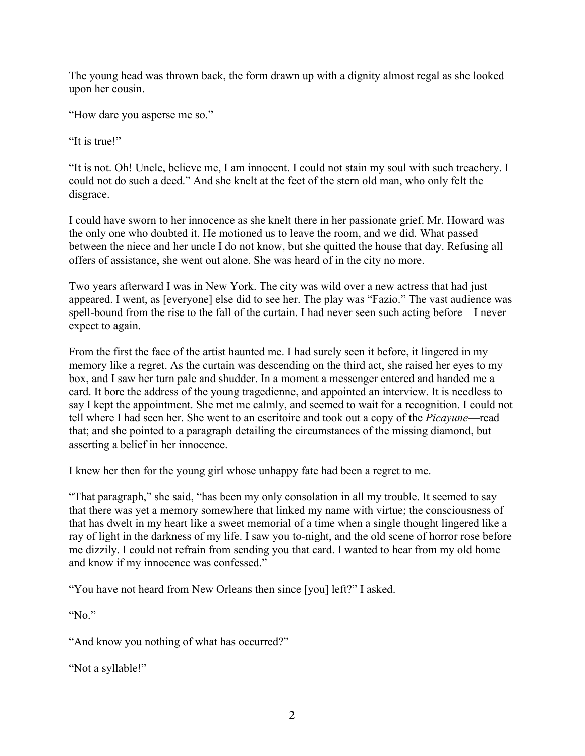The young head was thrown back, the form drawn up with a dignity almost regal as she looked upon her cousin.

"How dare you asperse me so."

"It is true!"

"It is not. Oh! Uncle, believe me, I am innocent. I could not stain my soul with such treachery. I could not do such a deed." And she knelt at the feet of the stern old man, who only felt the disgrace.

I could have sworn to her innocence as she knelt there in her passionate grief. Mr. Howard was the only one who doubted it. He motioned us to leave the room, and we did. What passed between the niece and her uncle I do not know, but she quitted the house that day. Refusing all offers of assistance, she went out alone. She was heard of in the city no more.

Two years afterward I was in New York. The city was wild over a new actress that had just appeared. I went, as [everyone] else did to see her. The play was "Fazio." The vast audience was spell-bound from the rise to the fall of the curtain. I had never seen such acting before—I never expect to again.

From the first the face of the artist haunted me. I had surely seen it before, it lingered in my memory like a regret. As the curtain was descending on the third act, she raised her eyes to my box, and I saw her turn pale and shudder. In a moment a messenger entered and handed me a card. It bore the address of the young tragedienne, and appointed an interview. It is needless to say I kept the appointment. She met me calmly, and seemed to wait for a recognition. I could not tell where I had seen her. She went to an escritoire and took out a copy of the *Picayune*—read that; and she pointed to a paragraph detailing the circumstances of the missing diamond, but asserting a belief in her innocence.

I knew her then for the young girl whose unhappy fate had been a regret to me.

"That paragraph," she said, "has been my only consolation in all my trouble. It seemed to say that there was yet a memory somewhere that linked my name with virtue; the consciousness of that has dwelt in my heart like a sweet memorial of a time when a single thought lingered like a ray of light in the darkness of my life. I saw you to-night, and the old scene of horror rose before me dizzily. I could not refrain from sending you that card. I wanted to hear from my old home and know if my innocence was confessed."

"You have not heard from New Orleans then since [you] left?" I asked.

"No."

"And know you nothing of what has occurred?"

"Not a syllable!"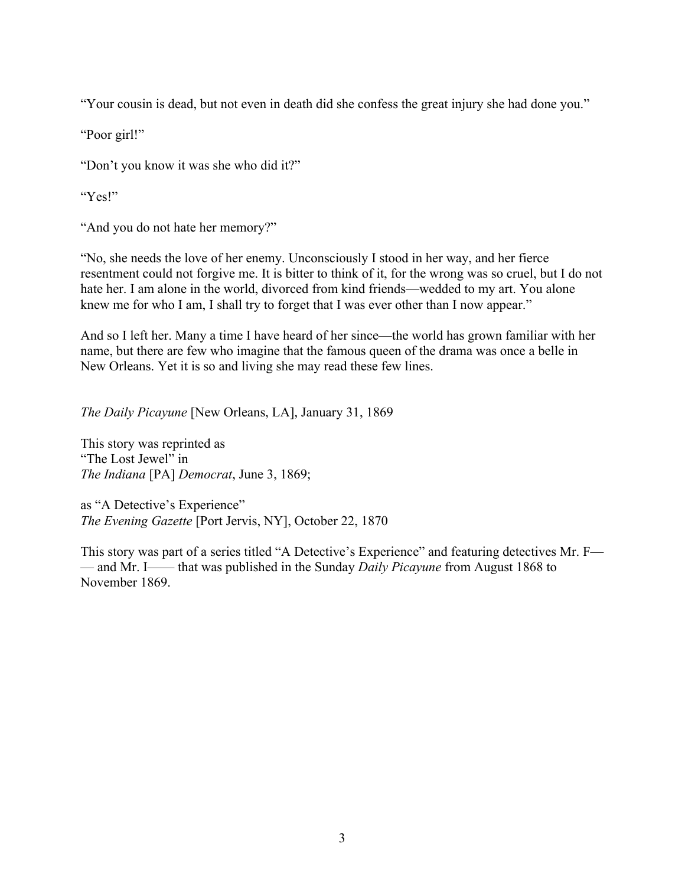"Your cousin is dead, but not even in death did she confess the great injury she had done you."

"Poor girl!"

"Don't you know it was she who did it?"

"Yes!"

"And you do not hate her memory?"

"No, she needs the love of her enemy. Unconsciously I stood in her way, and her fierce resentment could not forgive me. It is bitter to think of it, for the wrong was so cruel, but I do not hate her. I am alone in the world, divorced from kind friends—wedded to my art. You alone knew me for who I am, I shall try to forget that I was ever other than I now appear."

And so I left her. Many a time I have heard of her since—the world has grown familiar with her name, but there are few who imagine that the famous queen of the drama was once a belle in New Orleans. Yet it is so and living she may read these few lines.

*The Daily Picayune* [New Orleans, LA], January 31, 1869

This story was reprinted as
"The Lost Jewel" in
*The Indiana* [PA] *Democrat*, June 3, 1869;

as "A Detective's Experience"
*The Evening Gazette* [Port Jervis, NY], October 22, 1870

This story was part of a series titled "A Detective's Experience" and featuring detectives Mr. F—— and Mr. I—— that was published in the Sunday *Daily Picayune* from August 1868 to November 1869.